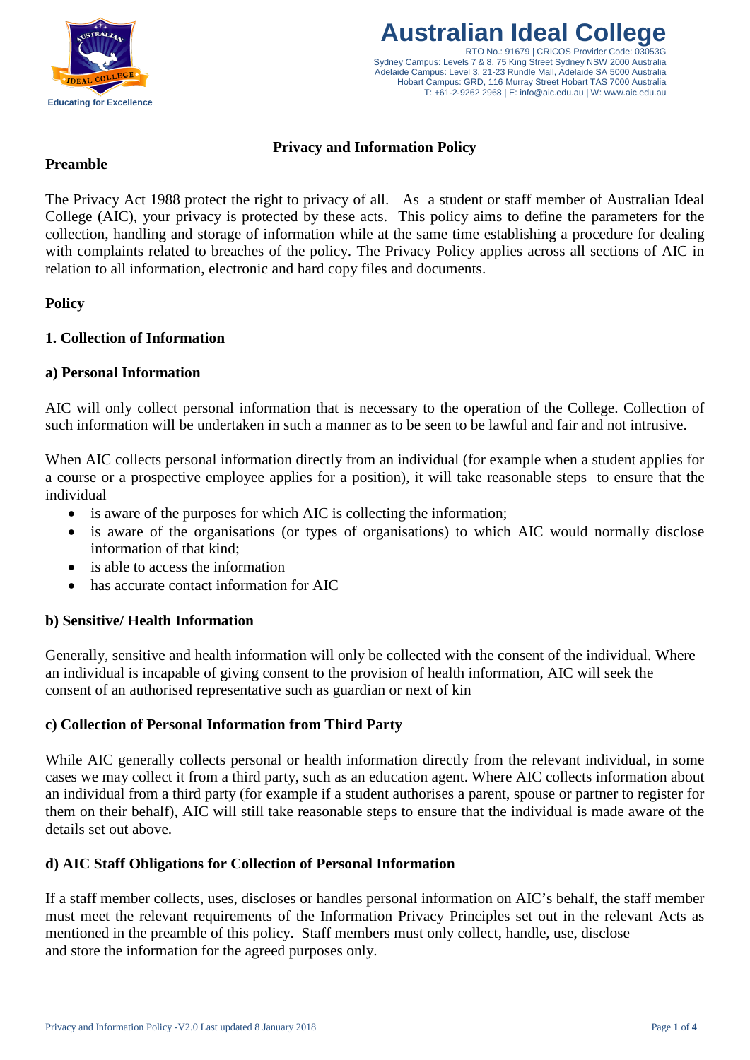**Australian Ideal College**

RTO No.: 91679 | CRICOS Provider Code: 03053G
Sydney Campus: Levels 7 & 8, 75 King Street Sydney NSW 2000 Australia
Adelaide Campus: Level 3, 21-23 Rundle Mall, Adelaide SA 5000 Australia
Hobart Campus: GRD, 116 Murray Street Hobart TAS 7000 Australia
T: +61-2-9262 2968 | E: info@aic.edu.au | W: www.aic.edu.au

Educating for Excellence

# Privacy and Information Policy

## Preamble

The Privacy Act 1988 protect the right to privacy of all. As a student or staff member of Australian Ideal College (AIC), your privacy is protected by these acts. This policy aims to define the parameters for the collection, handling and storage of information while at the same time establishing a procedure for dealing with complaints related to breaches of the policy. The Privacy Policy applies across all sections of AIC in relation to all information, electronic and hard copy files and documents.

## Policy

### 1. Collection of Information

#### a) Personal Information

AIC will only collect personal information that is necessary to the operation of the College. Collection of such information will be undertaken in such a manner as to be seen to be lawful and fair and not intrusive.

When AIC collects personal information directly from an individual (for example when a student applies for a course or a prospective employee applies for a position), it will take reasonable steps to ensure that the individual

- is aware of the purposes for which AIC is collecting the information;
- is aware of the organisations (or types of organisations) to which AIC would normally disclose information of that kind;
- is able to access the information
- has accurate contact information for AIC

#### b) Sensitive/ Health Information

Generally, sensitive and health information will only be collected with the consent of the individual. Where an individual is incapable of giving consent to the provision of health information, AIC will seek the consent of an authorised representative such as guardian or next of kin

#### c) Collection of Personal Information from Third Party

While AIC generally collects personal or health information directly from the relevant individual, in some cases we may collect it from a third party, such as an education agent. Where AIC collects information about an individual from a third party (for example if a student authorises a parent, spouse or partner to register for them on their behalf), AIC will still take reasonable steps to ensure that the individual is made aware of the details set out above.

#### d) AIC Staff Obligations for Collection of Personal Information

If a staff member collects, uses, discloses or handles personal information on AIC's behalf, the staff member must meet the relevant requirements of the Information Privacy Principles set out in the relevant Acts as mentioned in the preamble of this policy. Staff members must only collect, handle, use, disclose and store the information for the agreed purposes only.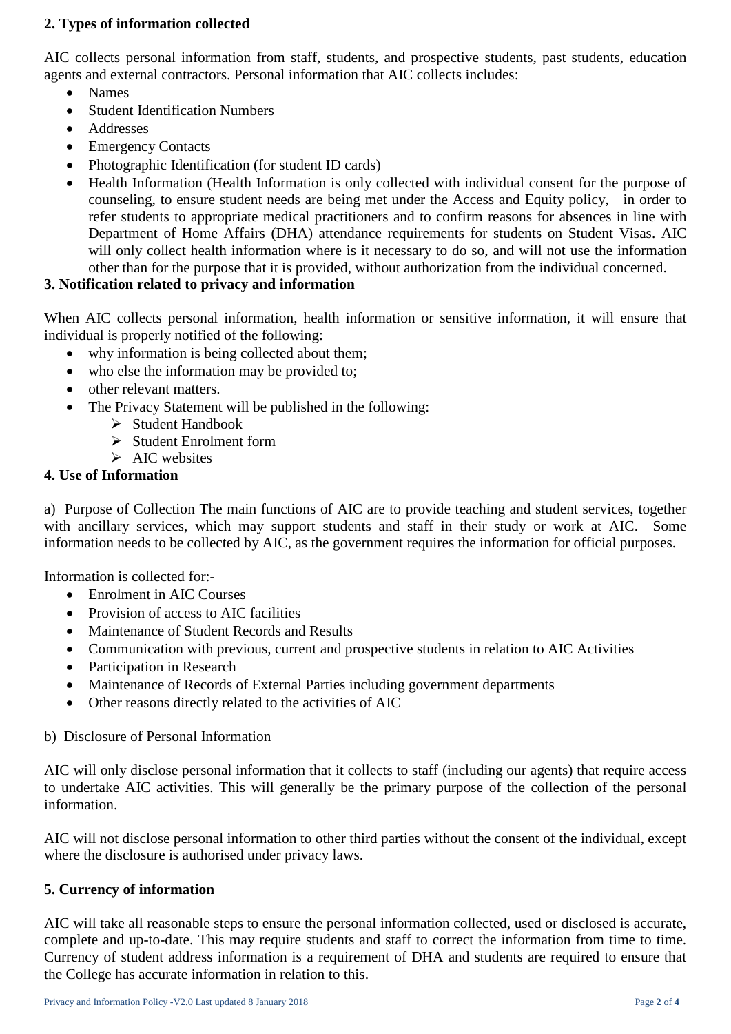## 2. Types of information collected

AIC collects personal information from staff, students, and prospective students, past students, education agents and external contractors. Personal information that AIC collects includes:

- Names
- Student Identification Numbers
- Addresses
- Emergency Contacts
- Photographic Identification (for student ID cards)
- Health Information (Health Information is only collected with individual consent for the purpose of counseling, to ensure student needs are being met under the Access and Equity policy, in order to refer students to appropriate medical practitioners and to confirm reasons for absences in line with Department of Home Affairs (DHA) attendance requirements for students on Student Visas. AIC will only collect health information where is it necessary to do so, and will not use the information other than for the purpose that it is provided, without authorization from the individual concerned.

## 3. Notification related to privacy and information

When AIC collects personal information, health information or sensitive information, it will ensure that individual is properly notified of the following:

- why information is being collected about them;
- who else the information may be provided to;
- other relevant matters.
- The Privacy Statement will be published in the following:
  - Student Handbook
  - Student Enrolment form
  - AIC websites

## 4. Use of Information

a) Purpose of Collection The main functions of AIC are to provide teaching and student services, together with ancillary services, which may support students and staff in their study or work at AIC. Some information needs to be collected by AIC, as the government requires the information for official purposes.

Information is collected for:-

- Enrolment in AIC Courses
- Provision of access to AIC facilities
- Maintenance of Student Records and Results
- Communication with previous, current and prospective students in relation to AIC Activities
- Participation in Research
- Maintenance of Records of External Parties including government departments
- Other reasons directly related to the activities of AIC

b) Disclosure of Personal Information

AIC will only disclose personal information that it collects to staff (including our agents) that require access to undertake AIC activities. This will generally be the primary purpose of the collection of the personal information.

AIC will not disclose personal information to other third parties without the consent of the individual, except where the disclosure is authorised under privacy laws.

## 5. Currency of information

AIC will take all reasonable steps to ensure the personal information collected, used or disclosed is accurate, complete and up-to-date. This may require students and staff to correct the information from time to time. Currency of student address information is a requirement of DHA and students are required to ensure that the College has accurate information in relation to this.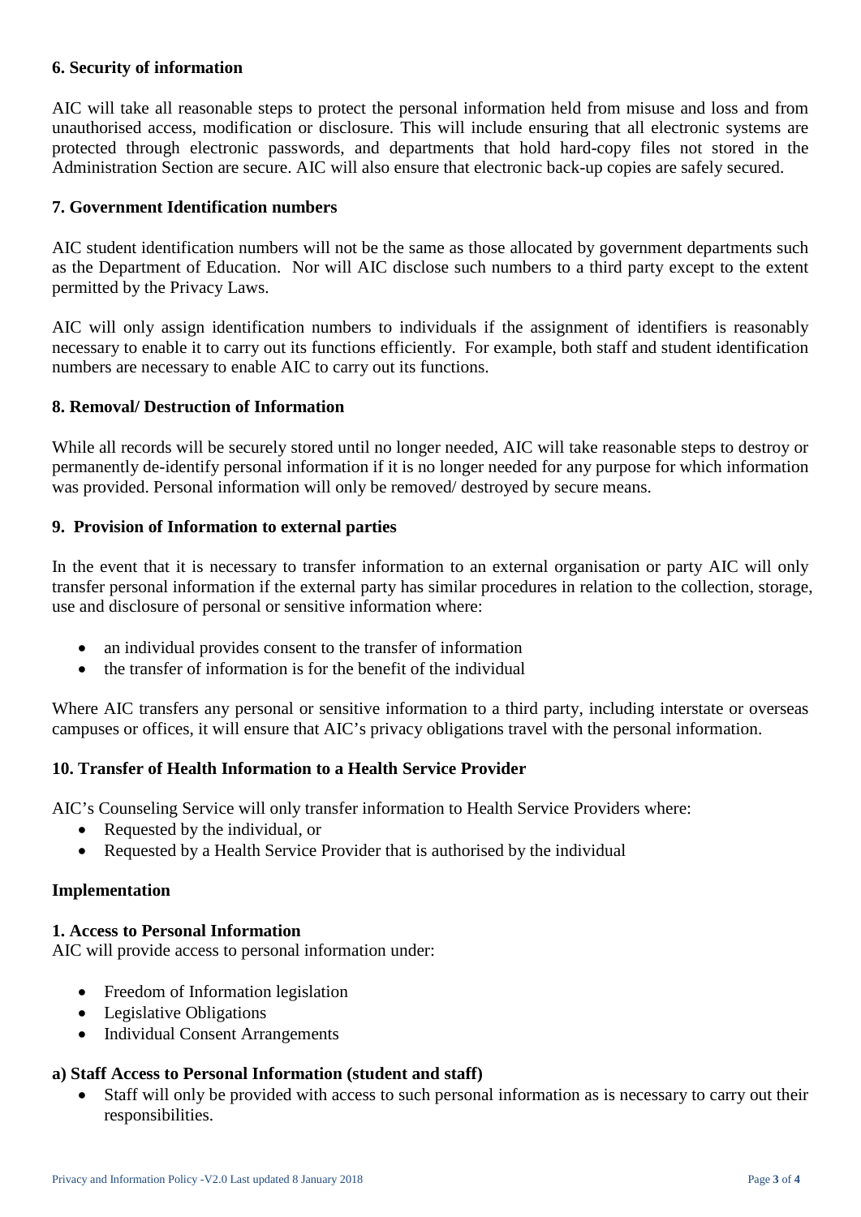### 6. Security of information

AIC will take all reasonable steps to protect the personal information held from misuse and loss and from unauthorised access, modification or disclosure. This will include ensuring that all electronic systems are protected through electronic passwords, and departments that hold hard-copy files not stored in the Administration Section are secure. AIC will also ensure that electronic back-up copies are safely secured.

### 7. Government Identification numbers

AIC student identification numbers will not be the same as those allocated by government departments such as the Department of Education. Nor will AIC disclose such numbers to a third party except to the extent permitted by the Privacy Laws.

AIC will only assign identification numbers to individuals if the assignment of identifiers is reasonably necessary to enable it to carry out its functions efficiently. For example, both staff and student identification numbers are necessary to enable AIC to carry out its functions.

### 8. Removal/ Destruction of Information

While all records will be securely stored until no longer needed, AIC will take reasonable steps to destroy or permanently de-identify personal information if it is no longer needed for any purpose for which information was provided. Personal information will only be removed/ destroyed by secure means.

### 9. Provision of Information to external parties

In the event that it is necessary to transfer information to an external organisation or party AIC will only transfer personal information if the external party has similar procedures in relation to the collection, storage, use and disclosure of personal or sensitive information where:

- an individual provides consent to the transfer of information
- the transfer of information is for the benefit of the individual

Where AIC transfers any personal or sensitive information to a third party, including interstate or overseas campuses or offices, it will ensure that AIC's privacy obligations travel with the personal information.

### 10. Transfer of Health Information to a Health Service Provider

AIC's Counseling Service will only transfer information to Health Service Providers where:

- Requested by the individual, or
- Requested by a Health Service Provider that is authorised by the individual

## Implementation

### 1. Access to Personal Information

AIC will provide access to personal information under:

- Freedom of Information legislation
- Legislative Obligations
- Individual Consent Arrangements

#### a) Staff Access to Personal Information (student and staff)

- Staff will only be provided with access to such personal information as is necessary to carry out their responsibilities.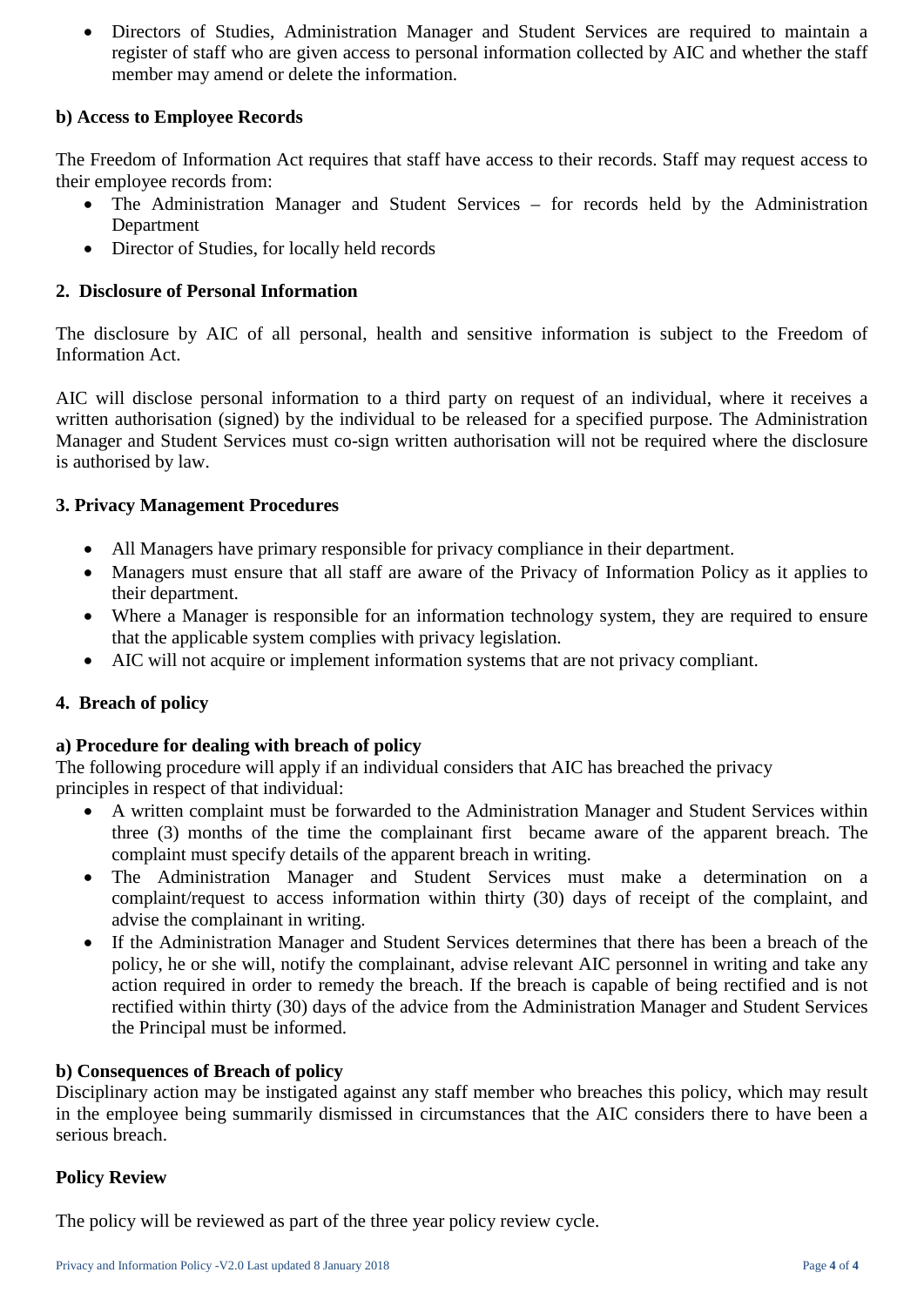- Directors of Studies, Administration Manager and Student Services are required to maintain a register of staff who are given access to personal information collected by AIC and whether the staff member may amend or delete the information.

**b) Access to Employee Records**

The Freedom of Information Act requires that staff have access to their records. Staff may request access to their employee records from:

- The Administration Manager and Student Services – for records held by the Administration Department
- Director of Studies, for locally held records

## 2. Disclosure of Personal Information

The disclosure by AIC of all personal, health and sensitive information is subject to the Freedom of Information Act.

AIC will disclose personal information to a third party on request of an individual, where it receives a written authorisation (signed) by the individual to be released for a specified purpose. The Administration Manager and Student Services must co-sign written authorisation will not be required where the disclosure is authorised by law.

## 3. Privacy Management Procedures

- All Managers have primary responsible for privacy compliance in their department.
- Managers must ensure that all staff are aware of the Privacy of Information Policy as it applies to their department.
- Where a Manager is responsible for an information technology system, they are required to ensure that the applicable system complies with privacy legislation.
- AIC will not acquire or implement information systems that are not privacy compliant.

## 4. Breach of policy

**a) Procedure for dealing with breach of policy**

The following procedure will apply if an individual considers that AIC has breached the privacy principles in respect of that individual:

- A written complaint must be forwarded to the Administration Manager and Student Services within three (3) months of the time the complainant first became aware of the apparent breach. The complaint must specify details of the apparent breach in writing.
- The Administration Manager and Student Services must make a determination on a complaint/request to access information within thirty (30) days of receipt of the complaint, and advise the complainant in writing.
- If the Administration Manager and Student Services determines that there has been a breach of the policy, he or she will, notify the complainant, advise relevant AIC personnel in writing and take any action required in order to remedy the breach. If the breach is capable of being rectified and is not rectified within thirty (30) days of the advice from the Administration Manager and Student Services the Principal must be informed.

**b) Consequences of Breach of policy**

Disciplinary action may be instigated against any staff member who breaches this policy, which may result in the employee being summarily dismissed in circumstances that the AIC considers there to have been a serious breach.

## Policy Review

The policy will be reviewed as part of the three year policy review cycle.